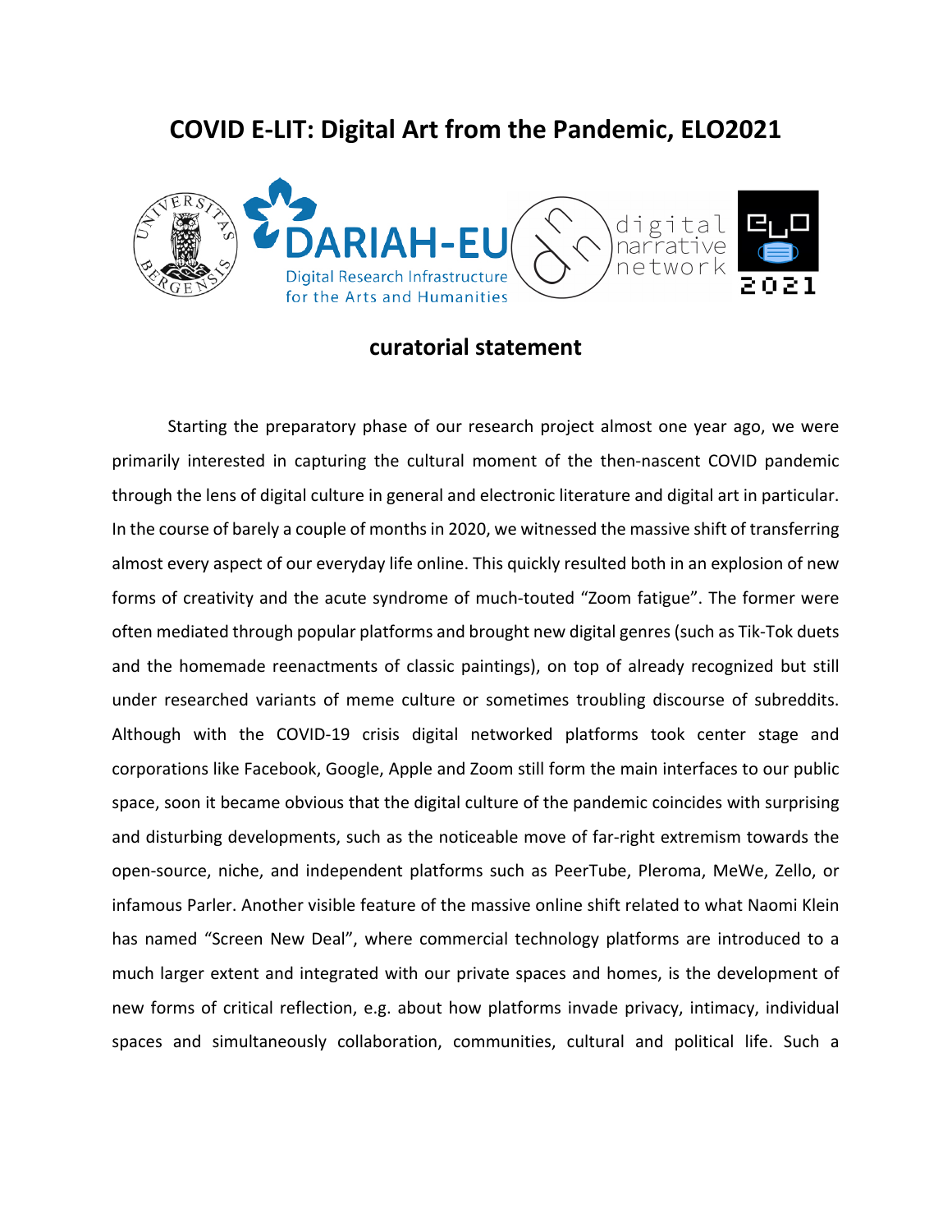# COVID E-LIT: Digital Art from the Pandemic, ELO2021

## curatorial statement

Starting the preparatory phase of our research project almost one year ago, we were primarily interested in capturing the cultural moment of the then-nascent COVID pandemic through the lens of digital culture in general and electronic literature and digital art in particular. In the course of barely a couple of months in 2020, we witnessed the massive shift of transferring almost every aspect of our everyday life online. This quickly resulted both in an explosion of new forms of creativity and the acute syndrome of much-touted "Zoom fatigue". The former were often mediated through popular platforms and brought new digital genres (such as Tik-Tok duets and the homemade reenactments of classic paintings), on top of already recognized but still under researched variants of meme culture or sometimes troubling discourse of subreddits. Although with the COVID-19 crisis digital networked platforms took center stage and corporations like Facebook, Google, Apple and Zoom still form the main interfaces to our public space, soon it became obvious that the digital culture of the pandemic coincides with surprising and disturbing developments, such as the noticeable move of far-right extremism towards the open-source, niche, and independent platforms such as PeerTube, Pleroma, MeWe, Zello, or infamous Parler. Another visible feature of the massive online shift related to what Naomi Klein has named "Screen New Deal", where commercial technology platforms are introduced to a much larger extent and integrated with our private spaces and homes, is the development of new forms of critical reflection, e.g. about how platforms invade privacy, intimacy, individual spaces and simultaneously collaboration, communities, cultural and political life. Such a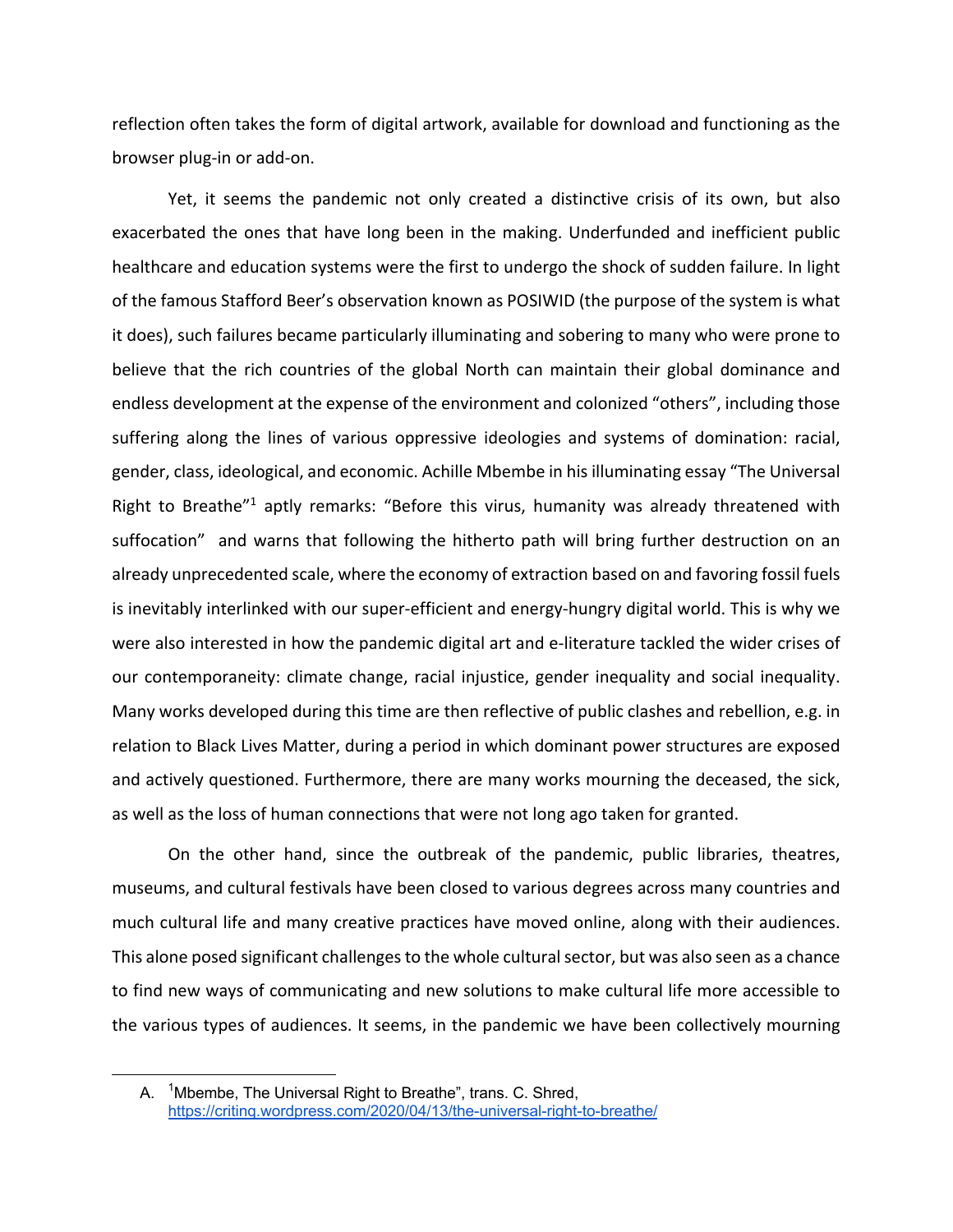reflection often takes the form of digital artwork, available for download and functioning as the browser plug-in or add-on.

Yet, it seems the pandemic not only created a distinctive crisis of its own, but also exacerbated the ones that have long been in the making. Underfunded and inefficient public healthcare and education systems were the first to undergo the shock of sudden failure. In light of the famous Stafford Beer's observation known as POSIWID (the purpose of the system is what it does), such failures became particularly illuminating and sobering to many who were prone to believe that the rich countries of the global North can maintain their global dominance and endless development at the expense of the environment and colonized "others", including those suffering along the lines of various oppressive ideologies and systems of domination: racial, gender, class, ideological, and economic. Achille Mbembe in his illuminating essay "The Universal Right to Breathe"[1] aptly remarks: "Before this virus, humanity was already threatened with suffocation" and warns that following the hitherto path will bring further destruction on an already unprecedented scale, where the economy of extraction based on and favoring fossil fuels is inevitably interlinked with our super-efficient and energy-hungry digital world. This is why we were also interested in how the pandemic digital art and e-literature tackled the wider crises of our contemporaneity: climate change, racial injustice, gender inequality and social inequality. Many works developed during this time are then reflective of public clashes and rebellion, e.g. in relation to Black Lives Matter, during a period in which dominant power structures are exposed and actively questioned. Furthermore, there are many works mourning the deceased, the sick, as well as the loss of human connections that were not long ago taken for granted.

On the other hand, since the outbreak of the pandemic, public libraries, theatres, museums, and cultural festivals have been closed to various degrees across many countries and much cultural life and many creative practices have moved online, along with their audiences. This alone posed significant challenges to the whole cultural sector, but was also seen as a chance to find new ways of communicating and new solutions to make cultural life more accessible to the various types of audiences. It seems, in the pandemic we have been collectively mourning

---

A. [1]Mbembe, The Universal Right to Breathe", trans. C. Shred, https://critinq.wordpress.com/2020/04/13/the-universal-right-to-breathe/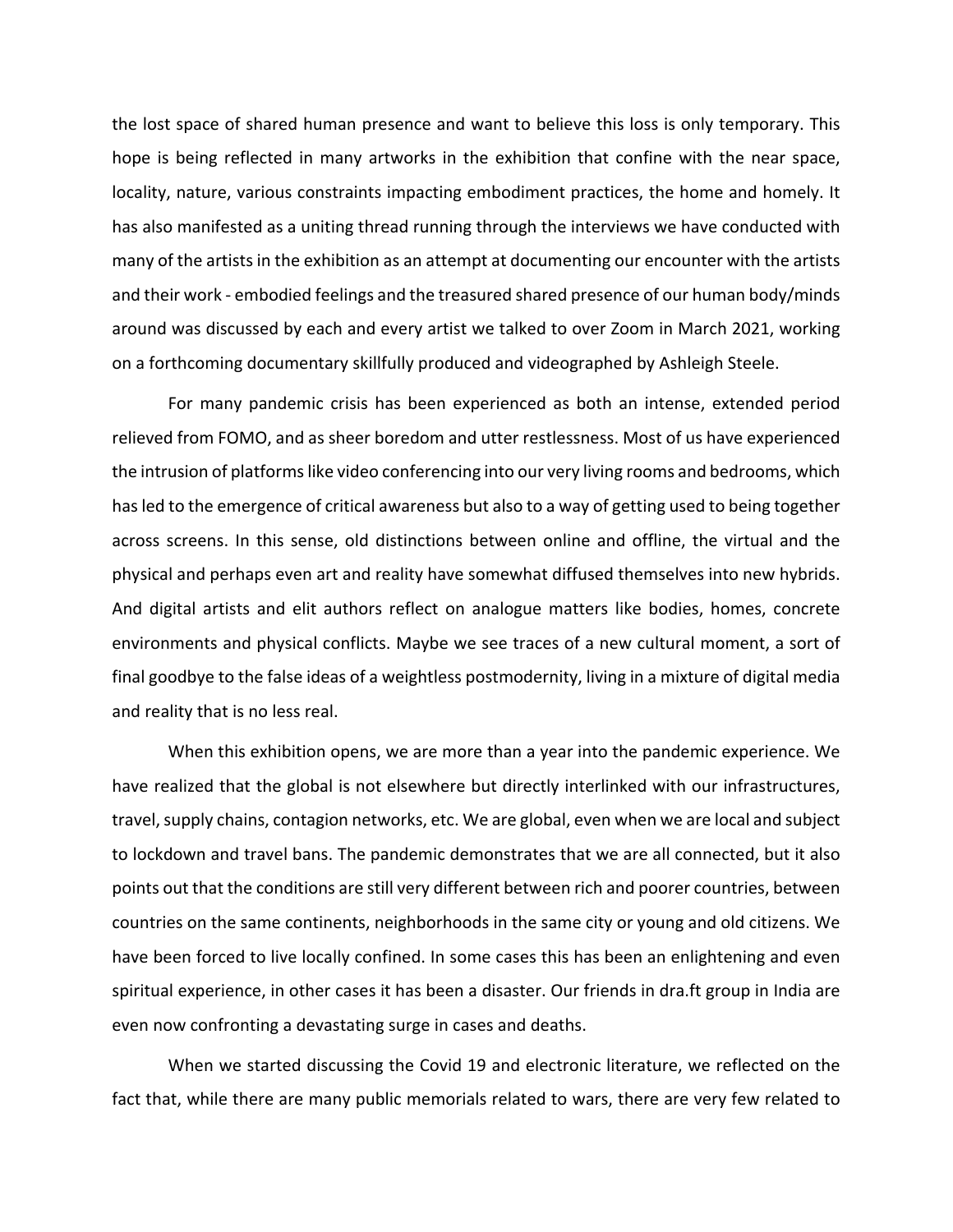the lost space of shared human presence and want to believe this loss is only temporary. This hope is being reflected in many artworks in the exhibition that confine with the near space, locality, nature, various constraints impacting embodiment practices, the home and homely. It has also manifested as a uniting thread running through the interviews we have conducted with many of the artists in the exhibition as an attempt at documenting our encounter with the artists and their work - embodied feelings and the treasured shared presence of our human body/minds around was discussed by each and every artist we talked to over Zoom in March 2021, working on a forthcoming documentary skillfully produced and videographed by Ashleigh Steele.

For many pandemic crisis has been experienced as both an intense, extended period relieved from FOMO, and as sheer boredom and utter restlessness. Most of us have experienced the intrusion of platforms like video conferencing into our very living rooms and bedrooms, which has led to the emergence of critical awareness but also to a way of getting used to being together across screens. In this sense, old distinctions between online and offline, the virtual and the physical and perhaps even art and reality have somewhat diffused themselves into new hybrids. And digital artists and elit authors reflect on analogue matters like bodies, homes, concrete environments and physical conflicts. Maybe we see traces of a new cultural moment, a sort of final goodbye to the false ideas of a weightless postmodernity, living in a mixture of digital media and reality that is no less real.

When this exhibition opens, we are more than a year into the pandemic experience. We have realized that the global is not elsewhere but directly interlinked with our infrastructures, travel, supply chains, contagion networks, etc. We are global, even when we are local and subject to lockdown and travel bans. The pandemic demonstrates that we are all connected, but it also points out that the conditions are still very different between rich and poorer countries, between countries on the same continents, neighborhoods in the same city or young and old citizens. We have been forced to live locally confined. In some cases this has been an enlightening and even spiritual experience, in other cases it has been a disaster. Our friends in dra.ft group in India are even now confronting a devastating surge in cases and deaths.

When we started discussing the Covid 19 and electronic literature, we reflected on the fact that, while there are many public memorials related to wars, there are very few related to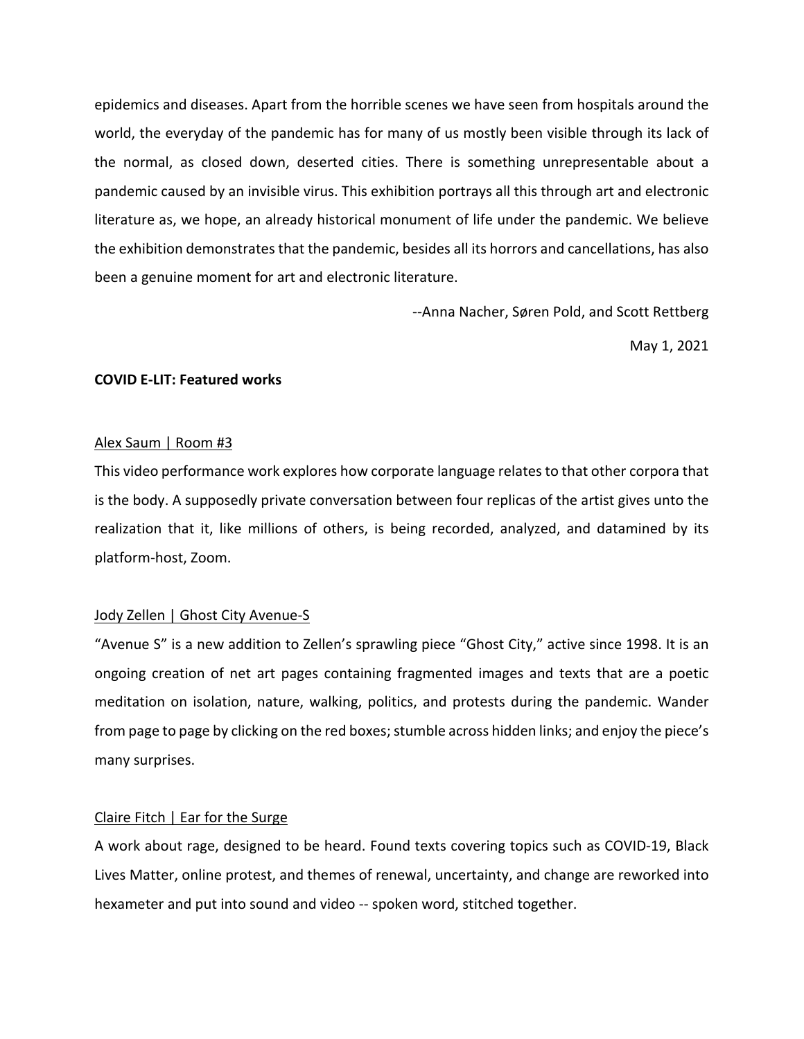epidemics and diseases. Apart from the horrible scenes we have seen from hospitals around the world, the everyday of the pandemic has for many of us mostly been visible through its lack of the normal, as closed down, deserted cities. There is something unrepresentable about a pandemic caused by an invisible virus. This exhibition portrays all this through art and electronic literature as, we hope, an already historical monument of life under the pandemic. We believe the exhibition demonstrates that the pandemic, besides all its horrors and cancellations, has also been a genuine moment for art and electronic literature.

--Anna Nacher, Søren Pold, and Scott Rettberg

May 1, 2021

**COVID E-LIT: Featured works**

Alex Saum | Room #3

This video performance work explores how corporate language relates to that other corpora that is the body. A supposedly private conversation between four replicas of the artist gives unto the realization that it, like millions of others, is being recorded, analyzed, and datamined by its platform-host, Zoom.

Jody Zellen | Ghost City Avenue-S

"Avenue S" is a new addition to Zellen's sprawling piece "Ghost City," active since 1998. It is an ongoing creation of net art pages containing fragmented images and texts that are a poetic meditation on isolation, nature, walking, politics, and protests during the pandemic. Wander from page to page by clicking on the red boxes; stumble across hidden links; and enjoy the piece's many surprises.

Claire Fitch | Ear for the Surge

A work about rage, designed to be heard. Found texts covering topics such as COVID-19, Black Lives Matter, online protest, and themes of renewal, uncertainty, and change are reworked into hexameter and put into sound and video -- spoken word, stitched together.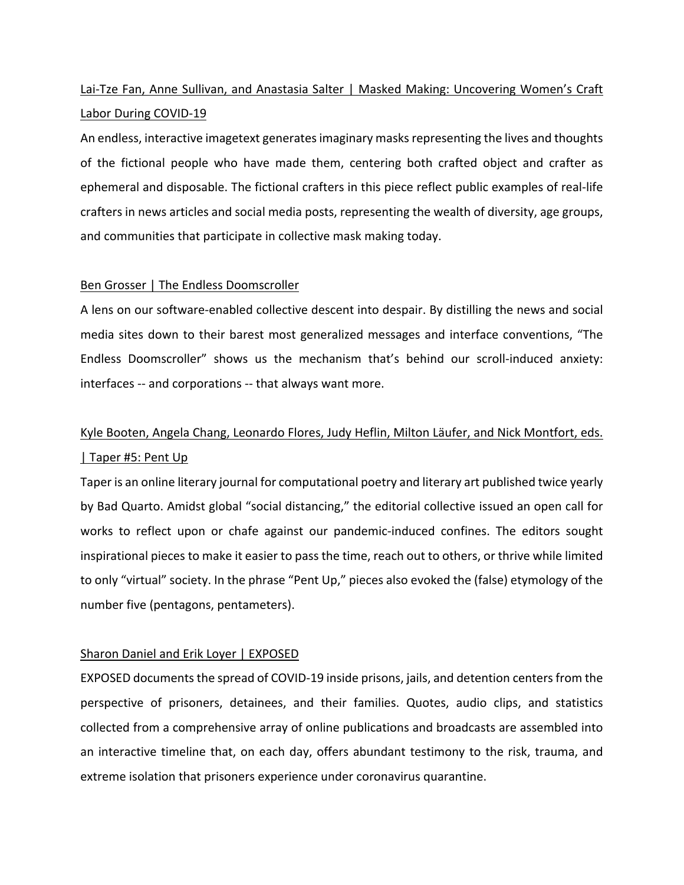<u>Lai-Tze Fan, Anne Sullivan, and Anastasia Salter | Masked Making: Uncovering Women's Craft Labor During COVID-19</u>

An endless, interactive imagetext generates imaginary masks representing the lives and thoughts of the fictional people who have made them, centering both crafted object and crafter as ephemeral and disposable. The fictional crafters in this piece reflect public examples of real-life crafters in news articles and social media posts, representing the wealth of diversity, age groups, and communities that participate in collective mask making today.

<u>Ben Grosser | The Endless Doomscroller</u>

A lens on our software-enabled collective descent into despair. By distilling the news and social media sites down to their barest most generalized messages and interface conventions, "The Endless Doomscroller" shows us the mechanism that's behind our scroll-induced anxiety: interfaces -- and corporations -- that always want more.

<u>Kyle Booten, Angela Chang, Leonardo Flores, Judy Heflin, Milton Läufer, and Nick Montfort, eds. | Taper #5: Pent Up</u>

Taper is an online literary journal for computational poetry and literary art published twice yearly by Bad Quarto. Amidst global "social distancing," the editorial collective issued an open call for works to reflect upon or chafe against our pandemic-induced confines. The editors sought inspirational pieces to make it easier to pass the time, reach out to others, or thrive while limited to only "virtual" society. In the phrase "Pent Up," pieces also evoked the (false) etymology of the number five (pentagons, pentameters).

<u>Sharon Daniel and Erik Loyer | EXPOSED</u>

EXPOSED documents the spread of COVID-19 inside prisons, jails, and detention centers from the perspective of prisoners, detainees, and their families. Quotes, audio clips, and statistics collected from a comprehensive array of online publications and broadcasts are assembled into an interactive timeline that, on each day, offers abundant testimony to the risk, trauma, and extreme isolation that prisoners experience under coronavirus quarantine.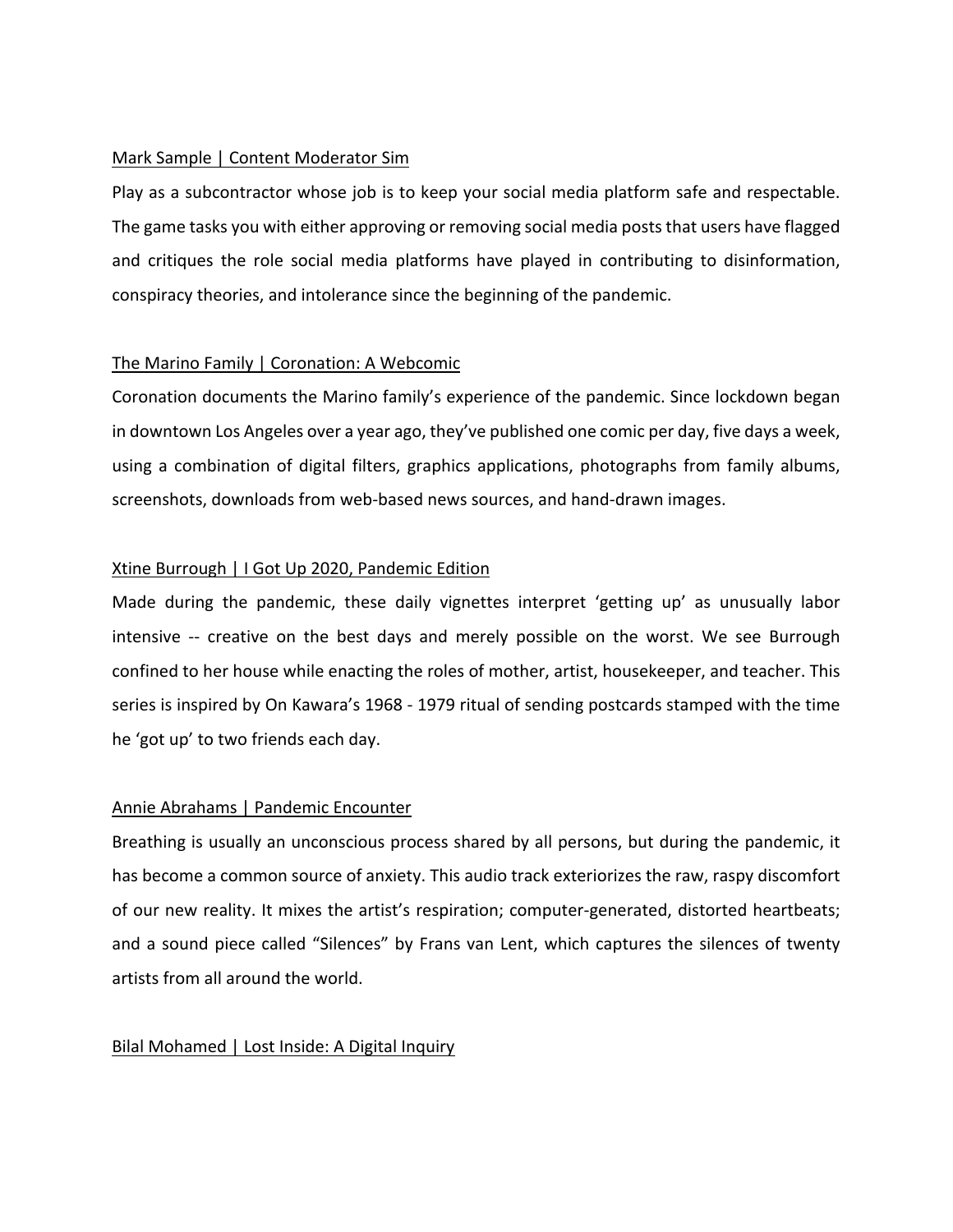<u>Mark Sample | Content Moderator Sim</u>

Play as a subcontractor whose job is to keep your social media platform safe and respectable. The game tasks you with either approving or removing social media posts that users have flagged and critiques the role social media platforms have played in contributing to disinformation, conspiracy theories, and intolerance since the beginning of the pandemic.

<u>The Marino Family | Coronation: A Webcomic</u>

Coronation documents the Marino family's experience of the pandemic. Since lockdown began in downtown Los Angeles over a year ago, they've published one comic per day, five days a week, using a combination of digital filters, graphics applications, photographs from family albums, screenshots, downloads from web-based news sources, and hand-drawn images.

<u>Xtine Burrough | I Got Up 2020, Pandemic Edition</u>

Made during the pandemic, these daily vignettes interpret 'getting up' as unusually labor intensive -- creative on the best days and merely possible on the worst. We see Burrough confined to her house while enacting the roles of mother, artist, housekeeper, and teacher. This series is inspired by On Kawara's 1968 - 1979 ritual of sending postcards stamped with the time he 'got up' to two friends each day.

<u>Annie Abrahams | Pandemic Encounter</u>

Breathing is usually an unconscious process shared by all persons, but during the pandemic, it has become a common source of anxiety. This audio track exteriorizes the raw, raspy discomfort of our new reality. It mixes the artist's respiration; computer-generated, distorted heartbeats; and a sound piece called "Silences" by Frans van Lent, which captures the silences of twenty artists from all around the world.

<u>Bilal Mohamed | Lost Inside: A Digital Inquiry</u>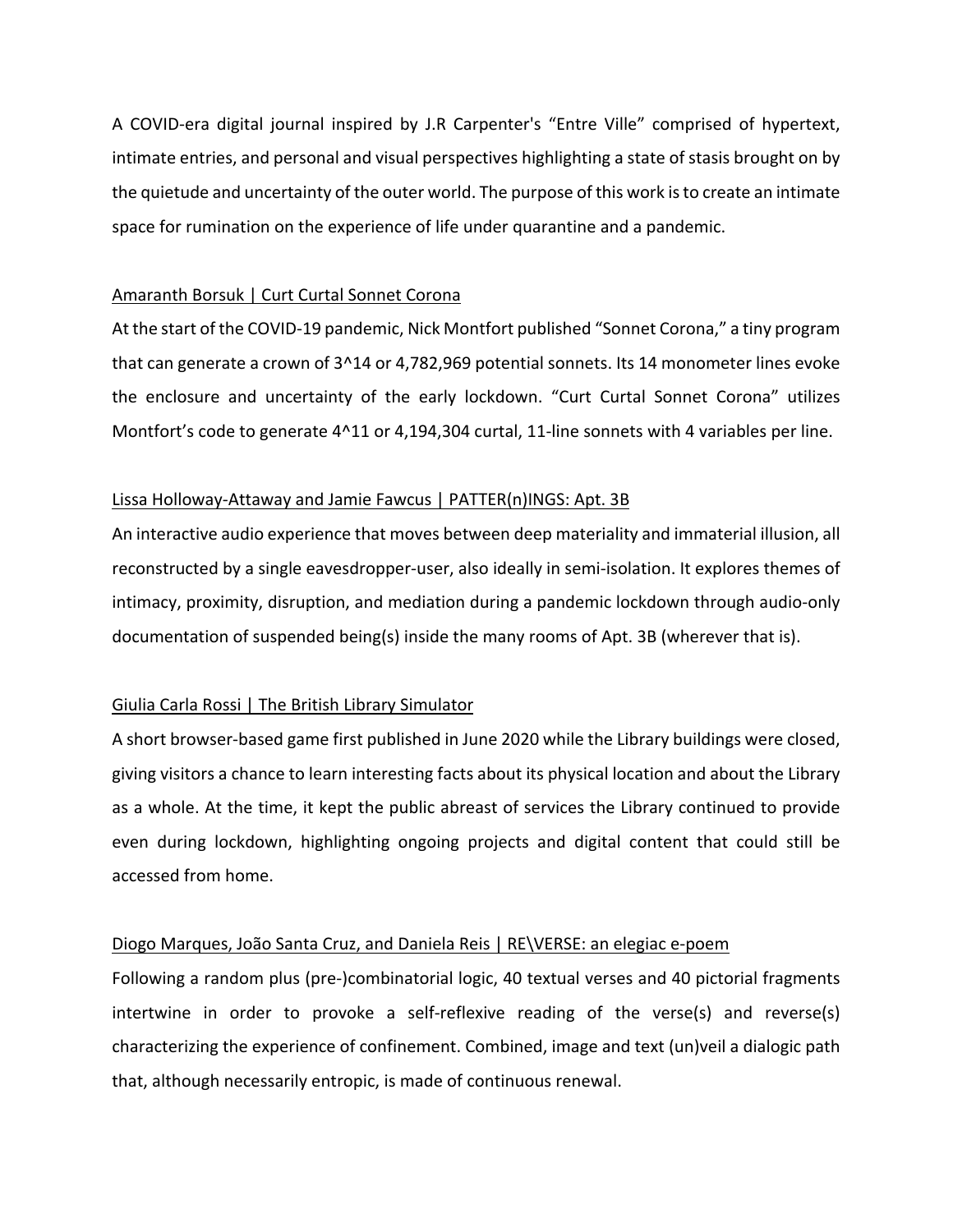A COVID-era digital journal inspired by J.R Carpenter's "Entre Ville" comprised of hypertext, intimate entries, and personal and visual perspectives highlighting a state of stasis brought on by the quietude and uncertainty of the outer world. The purpose of this work is to create an intimate space for rumination on the experience of life under quarantine and a pandemic.

Amaranth Borsuk | Curt Curtal Sonnet Corona

At the start of the COVID-19 pandemic, Nick Montfort published "Sonnet Corona," a tiny program that can generate a crown of $3^{14}$ or 4,782,969 potential sonnets. Its 14 monometer lines evoke the enclosure and uncertainty of the early lockdown. "Curt Curtal Sonnet Corona" utilizes Montfort's code to generate $4^{11}$ or 4,194,304 curtal, 11-line sonnets with 4 variables per line.

Lissa Holloway-Attaway and Jamie Fawcus | PATTER(n)INGS: Apt. 3B

An interactive audio experience that moves between deep materiality and immaterial illusion, all reconstructed by a single eavesdropper-user, also ideally in semi-isolation. It explores themes of intimacy, proximity, disruption, and mediation during a pandemic lockdown through audio-only documentation of suspended being(s) inside the many rooms of Apt. 3B (wherever that is).

Giulia Carla Rossi | The British Library Simulator

A short browser-based game first published in June 2020 while the Library buildings were closed, giving visitors a chance to learn interesting facts about its physical location and about the Library as a whole. At the time, it kept the public abreast of services the Library continued to provide even during lockdown, highlighting ongoing projects and digital content that could still be accessed from home.

Diogo Marques, João Santa Cruz, and Daniela Reis | RE\VERSE: an elegiac e-poem

Following a random plus (pre-)combinatorial logic, 40 textual verses and 40 pictorial fragments intertwine in order to provoke a self-reflexive reading of the verse(s) and reverse(s) characterizing the experience of confinement. Combined, image and text (un)veil a dialogic path that, although necessarily entropic, is made of continuous renewal.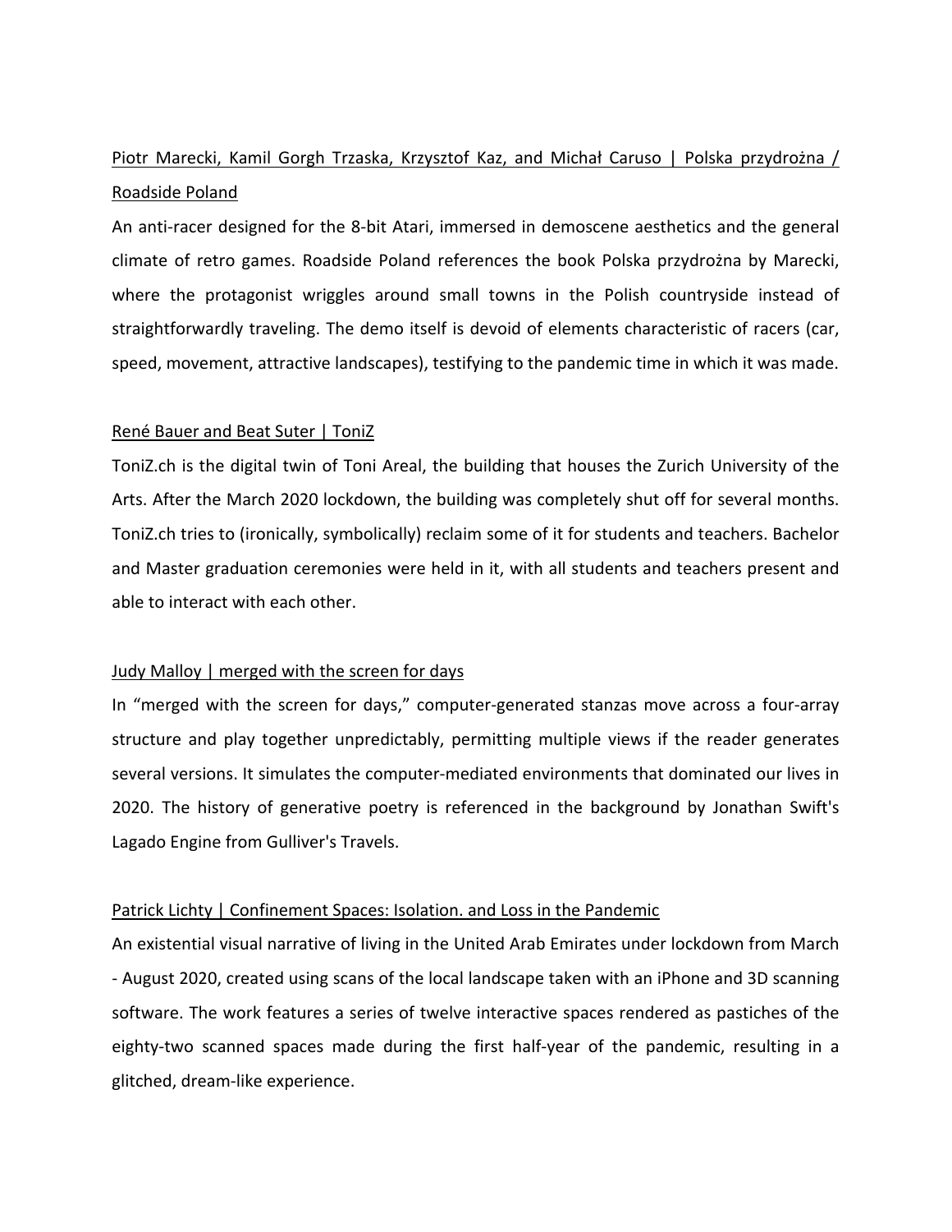Piotr Marecki, Kamil Gorgh Trzaska, Krzysztof Kaz, and Michał Caruso | Polska przydrożna / Roadside Poland

An anti-racer designed for the 8-bit Atari, immersed in demoscene aesthetics and the general climate of retro games. Roadside Poland references the book Polska przydrożna by Marecki, where the protagonist wriggles around small towns in the Polish countryside instead of straightforwardly traveling. The demo itself is devoid of elements characteristic of racers (car, speed, movement, attractive landscapes), testifying to the pandemic time in which it was made.

René Bauer and Beat Suter | ToniZ

ToniZ.ch is the digital twin of Toni Areal, the building that houses the Zurich University of the Arts. After the March 2020 lockdown, the building was completely shut off for several months. ToniZ.ch tries to (ironically, symbolically) reclaim some of it for students and teachers. Bachelor and Master graduation ceremonies were held in it, with all students and teachers present and able to interact with each other.

Judy Malloy | merged with the screen for days

In "merged with the screen for days," computer-generated stanzas move across a four-array structure and play together unpredictably, permitting multiple views if the reader generates several versions. It simulates the computer-mediated environments that dominated our lives in 2020. The history of generative poetry is referenced in the background by Jonathan Swift's Lagado Engine from Gulliver's Travels.

Patrick Lichty | Confinement Spaces: Isolation. and Loss in the Pandemic

An existential visual narrative of living in the United Arab Emirates under lockdown from March - August 2020, created using scans of the local landscape taken with an iPhone and 3D scanning software. The work features a series of twelve interactive spaces rendered as pastiches of the eighty-two scanned spaces made during the first half-year of the pandemic, resulting in a glitched, dream-like experience.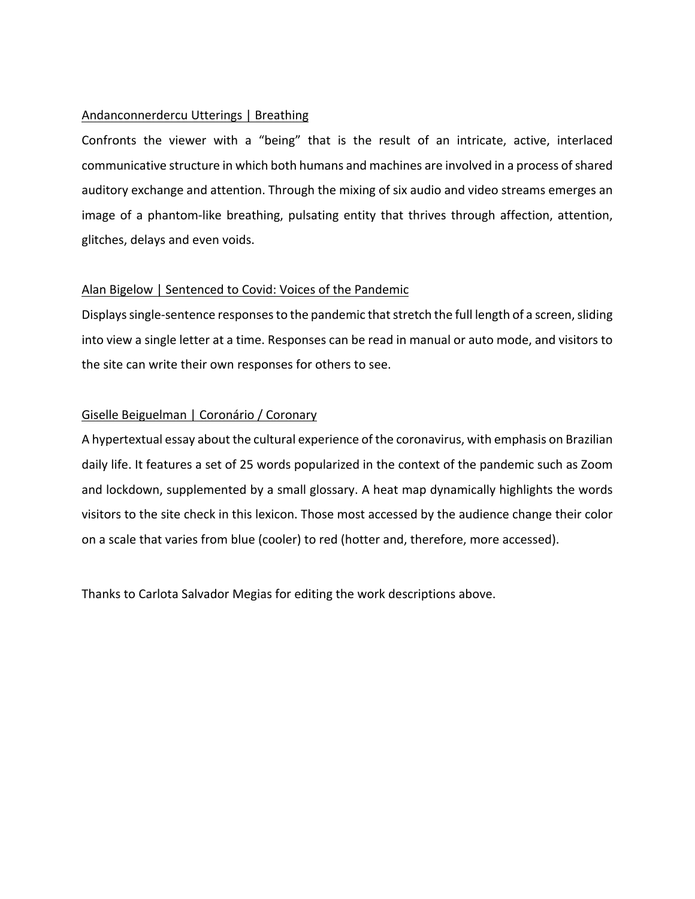<u>Andanconnerdercu Utterings | Breathing</u>

Confronts the viewer with a “being” that is the result of an intricate, active, interlaced communicative structure in which both humans and machines are involved in a process of shared auditory exchange and attention. Through the mixing of six audio and video streams emerges an image of a phantom-like breathing, pulsating entity that thrives through affection, attention, glitches, delays and even voids.

<u>Alan Bigelow | Sentenced to Covid: Voices of the Pandemic</u>

Displays single-sentence responses to the pandemic that stretch the full length of a screen, sliding into view a single letter at a time. Responses can be read in manual or auto mode, and visitors to the site can write their own responses for others to see.

<u>Giselle Beiguelman | Coronário / Coronary</u>

A hypertextual essay about the cultural experience of the coronavirus, with emphasis on Brazilian daily life. It features a set of 25 words popularized in the context of the pandemic such as Zoom and lockdown, supplemented by a small glossary. A heat map dynamically highlights the words visitors to the site check in this lexicon. Those most accessed by the audience change their color on a scale that varies from blue (cooler) to red (hotter and, therefore, more accessed).

Thanks to Carlota Salvador Megias for editing the work descriptions above.